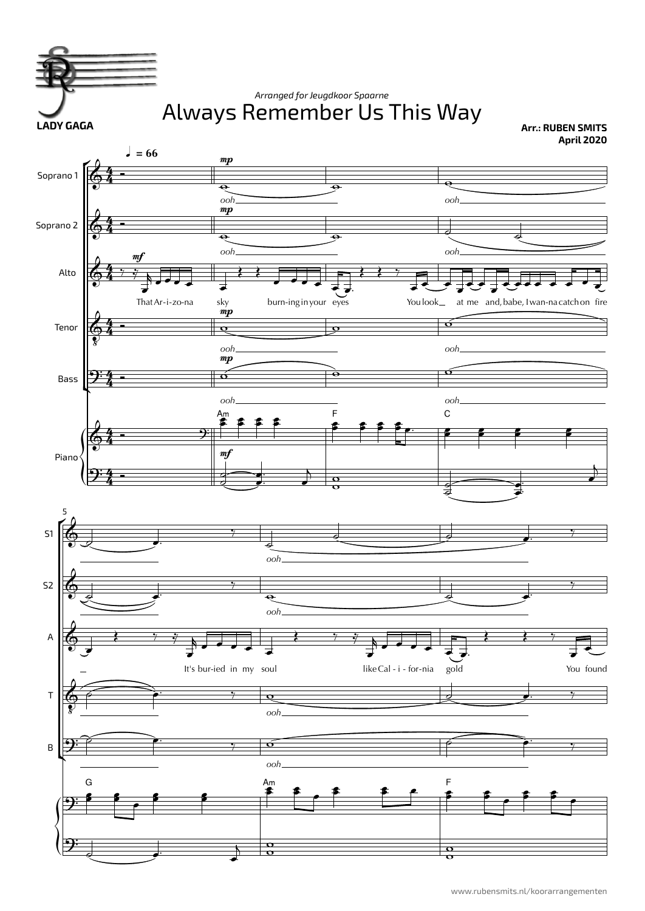LADY GAGA

*Arranged for Jeugdkoor Spaarne*

# Always Remember Us This Way

**Arr.: RUBEN SMITS**
**April 2020**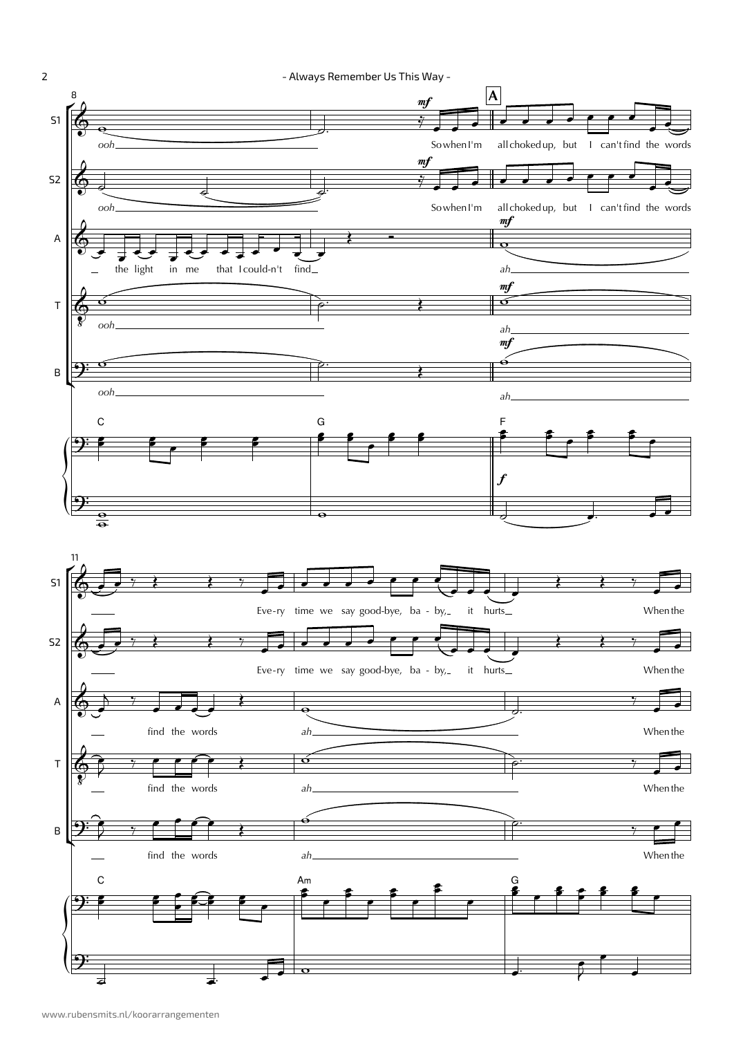**8**

**S1:** ooh___ So when I'm **[A]** all choked up, but I can't find the words

**S2:** ooh___ So when I'm all choked up, but I can't find the words

**A:** _ the light in me that I could-n't find___ ah___

**T:** ooh___ ah___

**B:** ooh___ ah___

**Piano chords:** C, G, F

**11**

**S1:** ___ Eve-ry time we say good-bye, ba - by,_ it hurts___ When the

**S2:** ___ Eve-ry time we say good-bye, ba - by,_ it hurts___ When the

**A:** ___ find the words ah___ When the

**T:** ___ find the words ah___ When the

**B:** ___ find the words ah___ When the

**Piano chords:** C, Am, G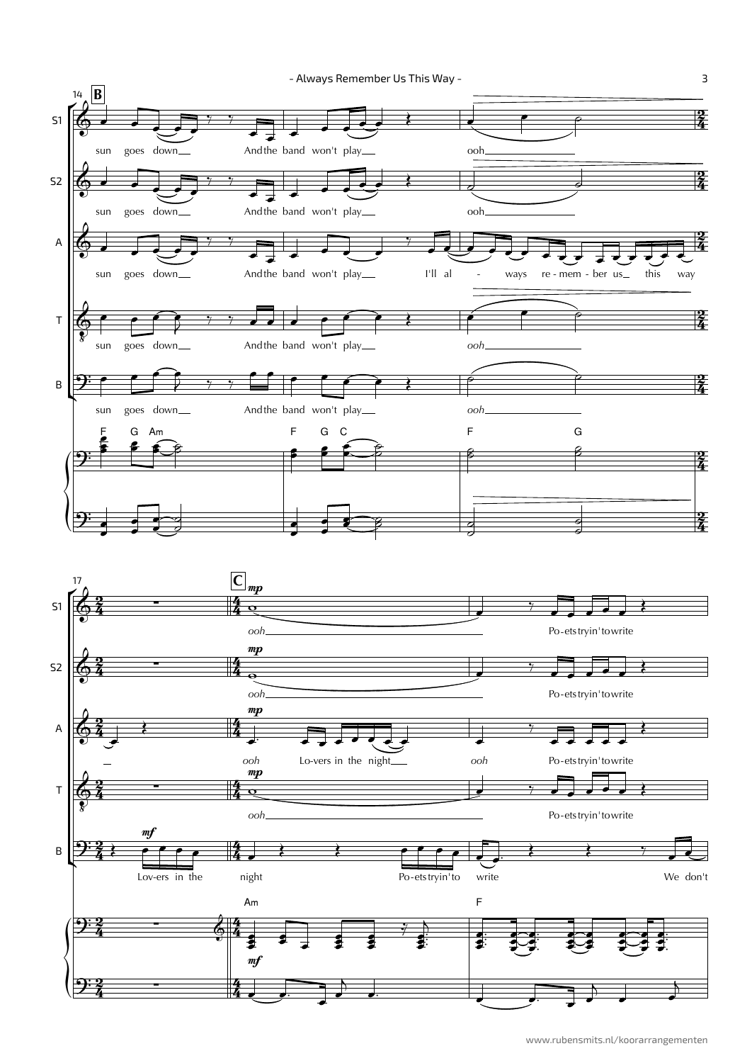**B** (m. 14)

S1: sun goes down__ And the band won't play__ ooh

S2: sun goes down__ And the band won't play__ ooh

A: sun goes down__ And the band won't play__ I'll al - ways re - mem - ber us__ this way

T: sun goes down__ And the band won't play__ *ooh*

B: sun goes down__ And the band won't play__ *ooh*

Chords: F G Am | F G C | F G

**C** (m. 17)

S1: *mp* *ooh* Po-ets tryin' to write

S2: *mp* *ooh* Po-ets tryin' to write

A: *mp* *ooh* Lo-vers in the night__ *ooh* Po-ets tryin' to write

T: *mp* *ooh* Po-ets tryin' to write

B: *mf* Lov-ers in the night Po-ets tryin' to write We don't

Chords: Am | F

Piano: *mf*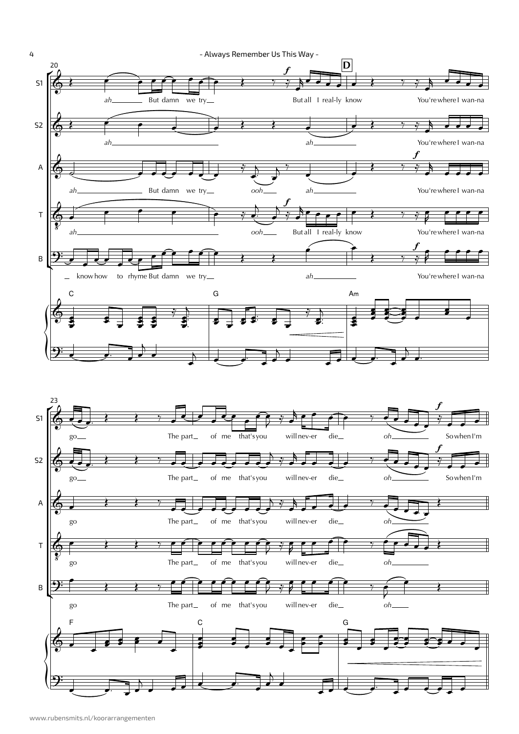**D**

**20**

S1: ah But damn we try But all I real-ly know You're where I wan-na

S2: ah ah You're where I wan-na

A: ah But damn we try ooh ah You're where I wan-na

T: ah ooh But all I real-ly know You're where I wan-na

B: know how to rhyme But damn we try ah You're where I wan-na

Piano: C G Am

**23**

S1: go The part of me that's you will nev-er die oh So when I'm

S2: go The part of me that's you will nev-er die oh So when I'm

A: go The part of me that's you will nev-er die oh

T: go The part of me that's you will nev-er die oh

B: go The part of me that's you will nev-er die oh

Piano: F C G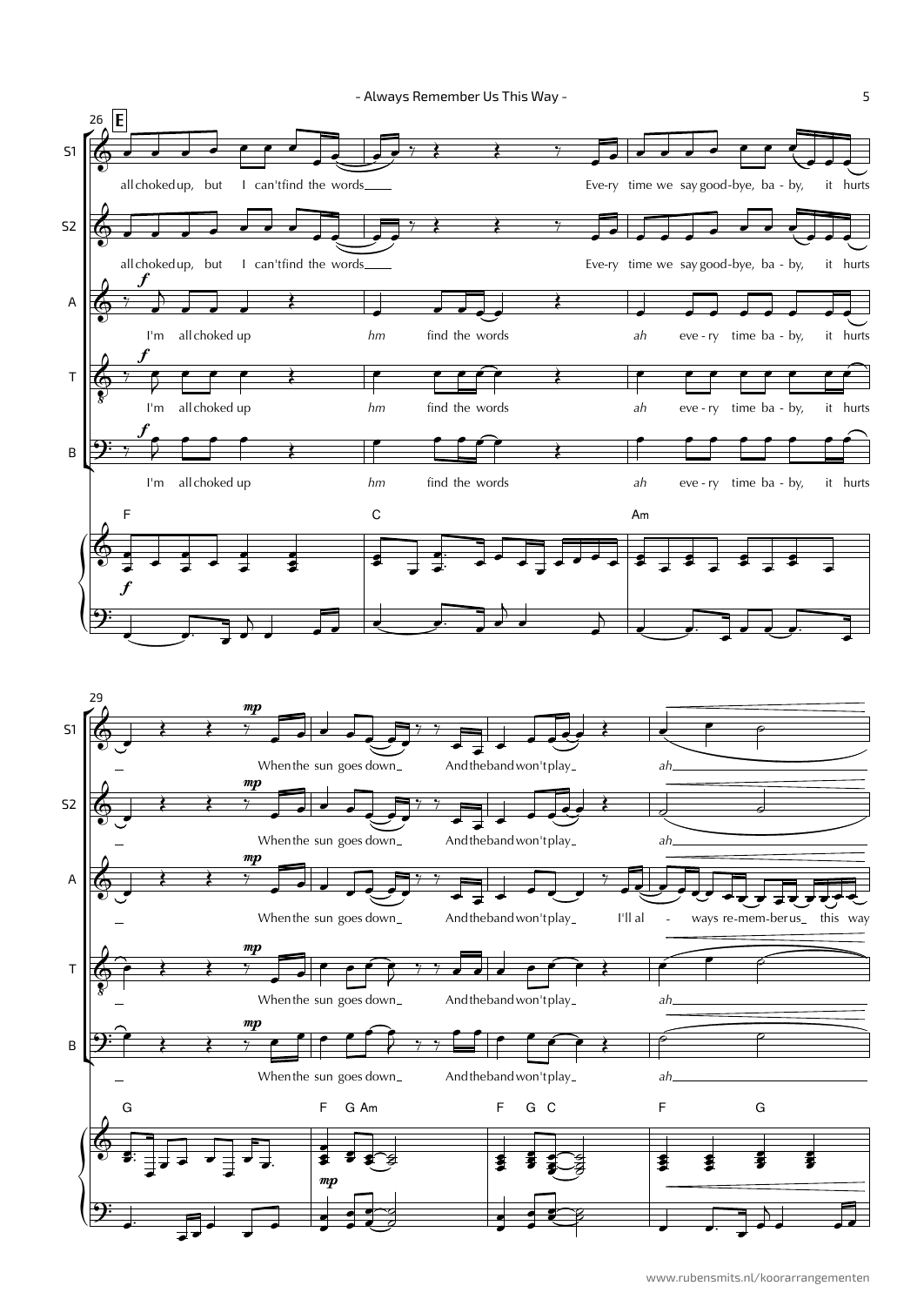**E**

S1: all choked up, but I can't find the words___ Eve-ry time we say good-bye, ba - by, it hurts

S2: all choked up, but I can't find the words___ Eve-ry time we say good-bye, ba - by, it hurts

A: *f* I'm all choked up *hm* find the words *ah* eve - ry time ba - by, it hurts

T: *f* I'm all choked up *hm* find the words *ah* eve - ry time ba - by, it hurts

B: *f* I'm all choked up *hm* find the words *ah* eve - ry time ba - by, it hurts

Piano: F C Am *f*

S1: _ *mp* When the sun goes down_ And the band won't play_ *ah*___

S2: _ *mp* When the sun goes down_ And the band won't play_ *ah*___

A: _ *mp* When the sun goes down_ And the band won't play_ I'll al - ways re-mem-ber us_ this way

T: _ *mp* When the sun goes down_ And the band won't play_ *ah*___

B: _ *mp* When the sun goes down_ And the band won't play_ *ah*___

Piano: G F G Am F G C F G *mp*